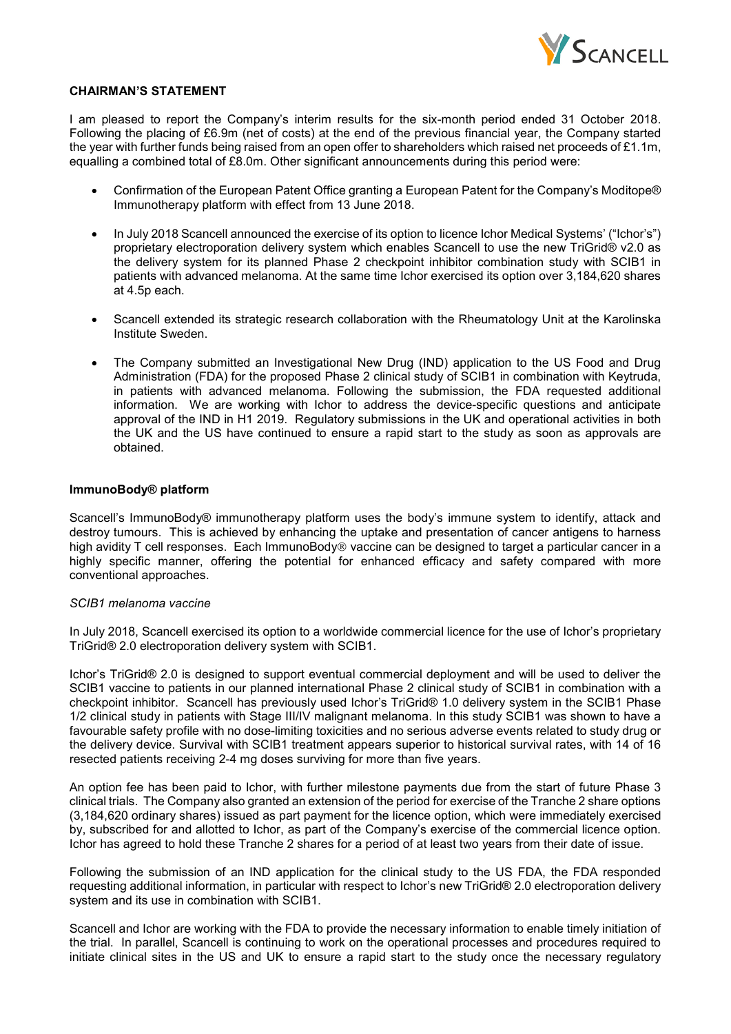## CHAIRMAN'S STATEMENT

I am pleased to report the Company's interim results for the six-month period ended 31 October 2018. Following the placing of £6.9m (net of costs) at the end of the previous financial year, the Company started the year with further funds being raised from an open offer to shareholders which raised net proceeds of £1.1m, equalling a combined total of £8.0m. Other significant announcements during this period were:

- Confirmation of the European Patent Office granting a European Patent for the Company's Moditope® Immunotherapy platform with effect from 13 June 2018.
- In July 2018 Scancell announced the exercise of its option to licence Ichor Medical Systems' ("Ichor's") proprietary electroporation delivery system which enables Scancell to use the new TriGrid® v2.0 as the delivery system for its planned Phase 2 checkpoint inhibitor combination study with SCIB1 in patients with advanced melanoma. At the same time Ichor exercised its option over 3,184,620 shares at 4.5p each.
- Scancell extended its strategic research collaboration with the Rheumatology Unit at the Karolinska Institute Sweden.
- The Company submitted an Investigational New Drug (IND) application to the US Food and Drug Administration (FDA) for the proposed Phase 2 clinical study of SCIB1 in combination with Keytruda, in patients with advanced melanoma. Following the submission, the FDA requested additional information. We are working with Ichor to address the device-specific questions and anticipate approval of the IND in H1 2019. Regulatory submissions in the UK and operational activities in both the UK and the US have continued to ensure a rapid start to the study as soon as approvals are obtained.

### ImmunoBody® platform

Scancell's ImmunoBody® immunotherapy platform uses the body's immune system to identify, attack and destroy tumours. This is achieved by enhancing the uptake and presentation of cancer antigens to harness high avidity T cell responses. Each ImmunoBody® vaccine can be designed to target a particular cancer in a highly specific manner, offering the potential for enhanced efficacy and safety compared with more conventional approaches.

*SCIB1 melanoma vaccine*

In July 2018, Scancell exercised its option to a worldwide commercial licence for the use of Ichor's proprietary TriGrid® 2.0 electroporation delivery system with SCIB1.

Ichor's TriGrid® 2.0 is designed to support eventual commercial deployment and will be used to deliver the SCIB1 vaccine to patients in our planned international Phase 2 clinical study of SCIB1 in combination with a checkpoint inhibitor. Scancell has previously used Ichor's TriGrid® 1.0 delivery system in the SCIB1 Phase 1/2 clinical study in patients with Stage III/IV malignant melanoma. In this study SCIB1 was shown to have a favourable safety profile with no dose-limiting toxicities and no serious adverse events related to study drug or the delivery device. Survival with SCIB1 treatment appears superior to historical survival rates, with 14 of 16 resected patients receiving 2-4 mg doses surviving for more than five years.

An option fee has been paid to Ichor, with further milestone payments due from the start of future Phase 3 clinical trials. The Company also granted an extension of the period for exercise of the Tranche 2 share options (3,184,620 ordinary shares) issued as part payment for the licence option, which were immediately exercised by, subscribed for and allotted to Ichor, as part of the Company's exercise of the commercial licence option. Ichor has agreed to hold these Tranche 2 shares for a period of at least two years from their date of issue.

Following the submission of an IND application for the clinical study to the US FDA, the FDA responded requesting additional information, in particular with respect to Ichor's new TriGrid® 2.0 electroporation delivery system and its use in combination with SCIB1.

Scancell and Ichor are working with the FDA to provide the necessary information to enable timely initiation of the trial. In parallel, Scancell is continuing to work on the operational processes and procedures required to initiate clinical sites in the US and UK to ensure a rapid start to the study once the necessary regulatory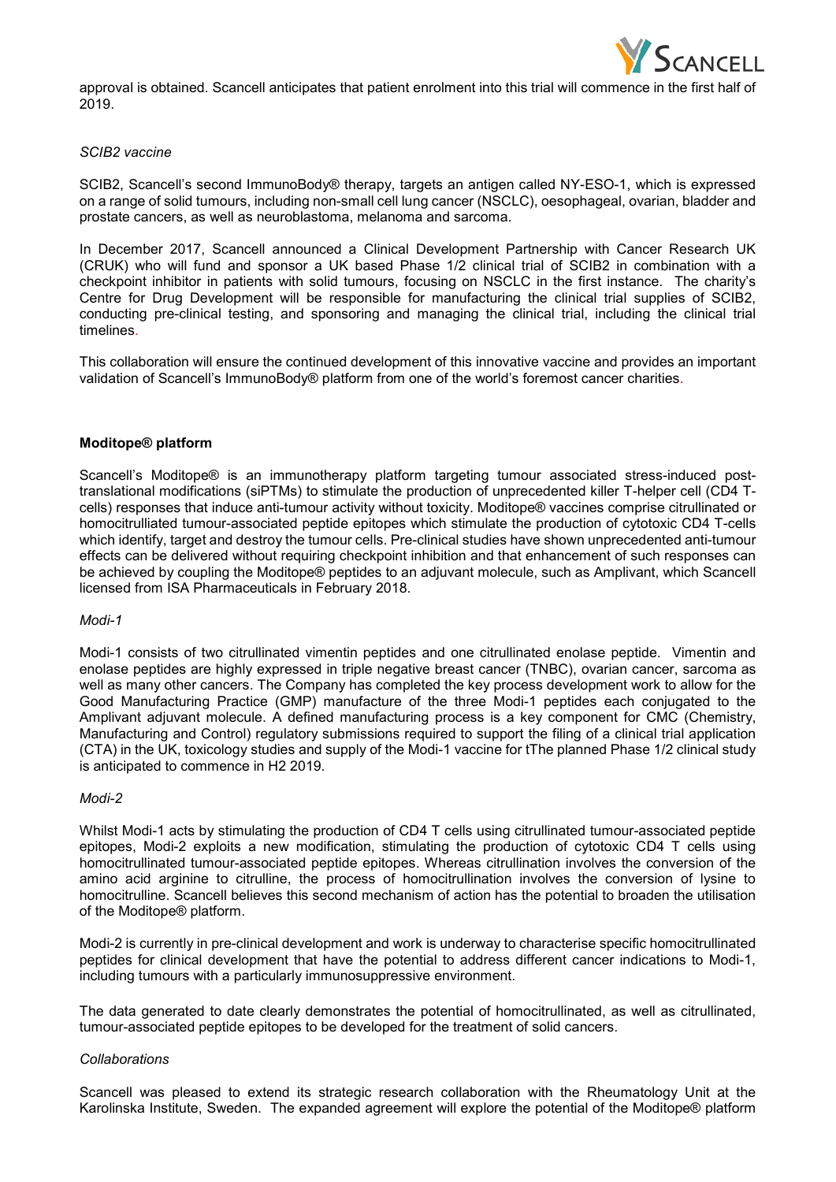approval is obtained. Scancell anticipates that patient enrolment into this trial will commence in the first half of 2019.

*SCIB2 vaccine*

SCIB2, Scancell's second ImmunoBody® therapy, targets an antigen called NY-ESO-1, which is expressed on a range of solid tumours, including non-small cell lung cancer (NSCLC), oesophageal, ovarian, bladder and prostate cancers, as well as neuroblastoma, melanoma and sarcoma.

In December 2017, Scancell announced a Clinical Development Partnership with Cancer Research UK (CRUK) who will fund and sponsor a UK based Phase 1/2 clinical trial of SCIB2 in combination with a checkpoint inhibitor in patients with solid tumours, focusing on NSCLC in the first instance. The charity's Centre for Drug Development will be responsible for manufacturing the clinical trial supplies of SCIB2, conducting pre-clinical testing, and sponsoring and managing the clinical trial, including the clinical trial timelines.

This collaboration will ensure the continued development of this innovative vaccine and provides an important validation of Scancell's ImmunoBody® platform from one of the world's foremost cancer charities.

**Moditope® platform**

Scancell's Moditope® is an immunotherapy platform targeting tumour associated stress-induced post-translational modifications (siPTMs) to stimulate the production of unprecedented killer T-helper cell (CD4 T-cells) responses that induce anti-tumour activity without toxicity. Moditope® vaccines comprise citrullinated or homocitrulliated tumour-associated peptide epitopes which stimulate the production of cytotoxic CD4 T-cells which identify, target and destroy the tumour cells. Pre-clinical studies have shown unprecedented anti-tumour effects can be delivered without requiring checkpoint inhibition and that enhancement of such responses can be achieved by coupling the Moditope® peptides to an adjuvant molecule, such as Amplivant, which Scancell licensed from ISA Pharmaceuticals in February 2018.

*Modi-1*

Modi-1 consists of two citrullinated vimentin peptides and one citrullinated enolase peptide. Vimentin and enolase peptides are highly expressed in triple negative breast cancer (TNBC), ovarian cancer, sarcoma as well as many other cancers. The Company has completed the key process development work to allow for the Good Manufacturing Practice (GMP) manufacture of the three Modi-1 peptides each conjugated to the Amplivant adjuvant molecule. A defined manufacturing process is a key component for CMC (Chemistry, Manufacturing and Control) regulatory submissions required to support the filing of a clinical trial application (CTA) in the UK, toxicology studies and supply of the Modi-1 vaccine for tThe planned Phase 1/2 clinical study is anticipated to commence in H2 2019.

*Modi-2*

Whilst Modi-1 acts by stimulating the production of CD4 T cells using citrullinated tumour-associated peptide epitopes, Modi-2 exploits a new modification, stimulating the production of cytotoxic CD4 T cells using homocitrullinated tumour-associated peptide epitopes. Whereas citrullination involves the conversion of the amino acid arginine to citrulline, the process of homocitrullination involves the conversion of lysine to homocitrulline. Scancell believes this second mechanism of action has the potential to broaden the utilisation of the Moditope® platform.

Modi-2 is currently in pre-clinical development and work is underway to characterise specific homocitrullinated peptides for clinical development that have the potential to address different cancer indications to Modi-1, including tumours with a particularly immunosuppressive environment.

The data generated to date clearly demonstrates the potential of homocitrullinated, as well as citrullinated, tumour-associated peptide epitopes to be developed for the treatment of solid cancers.

*Collaborations*

Scancell was pleased to extend its strategic research collaboration with the Rheumatology Unit at the Karolinska Institute, Sweden. The expanded agreement will explore the potential of the Moditope® platform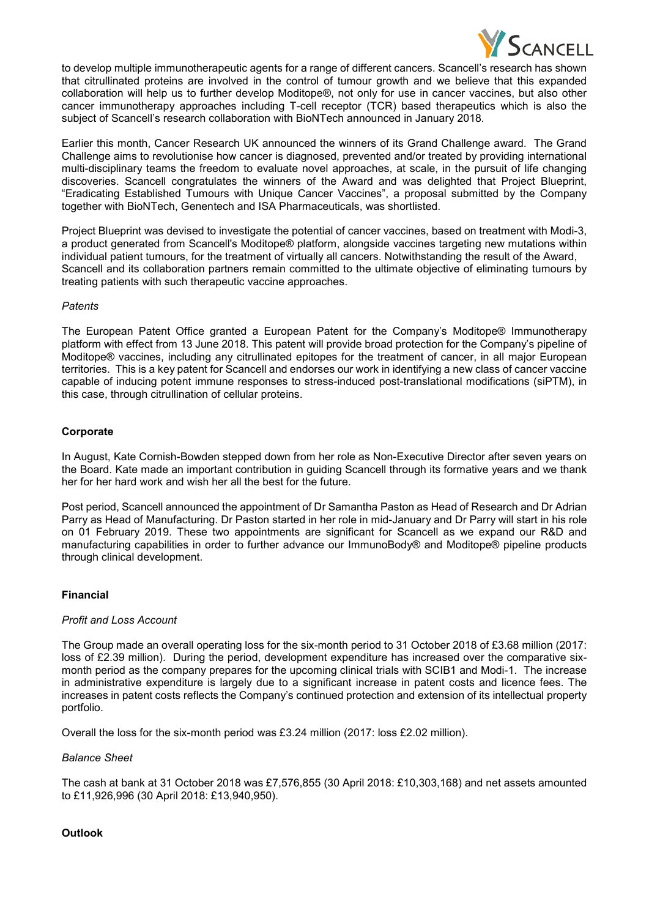to develop multiple immunotherapeutic agents for a range of different cancers. Scancell's research has shown that citrullinated proteins are involved in the control of tumour growth and we believe that this expanded collaboration will help us to further develop Moditope®, not only for use in cancer vaccines, but also other cancer immunotherapy approaches including T-cell receptor (TCR) based therapeutics which is also the subject of Scancell's research collaboration with BioNTech announced in January 2018.

Earlier this month, Cancer Research UK announced the winners of its Grand Challenge award. The Grand Challenge aims to revolutionise how cancer is diagnosed, prevented and/or treated by providing international multi-disciplinary teams the freedom to evaluate novel approaches, at scale, in the pursuit of life changing discoveries. Scancell congratulates the winners of the Award and was delighted that Project Blueprint, "Eradicating Established Tumours with Unique Cancer Vaccines", a proposal submitted by the Company together with BioNTech, Genentech and ISA Pharmaceuticals, was shortlisted.

Project Blueprint was devised to investigate the potential of cancer vaccines, based on treatment with Modi-3, a product generated from Scancell's Moditope® platform, alongside vaccines targeting new mutations within individual patient tumours, for the treatment of virtually all cancers. Notwithstanding the result of the Award, Scancell and its collaboration partners remain committed to the ultimate objective of eliminating tumours by treating patients with such therapeutic vaccine approaches.

*Patents*

The European Patent Office granted a European Patent for the Company's Moditope® Immunotherapy platform with effect from 13 June 2018. This patent will provide broad protection for the Company's pipeline of Moditope® vaccines, including any citrullinated epitopes for the treatment of cancer, in all major European territories. This is a key patent for Scancell and endorses our work in identifying a new class of cancer vaccine capable of inducing potent immune responses to stress-induced post-translational modifications (siPTM), in this case, through citrullination of cellular proteins.

**Corporate**

In August, Kate Cornish-Bowden stepped down from her role as Non-Executive Director after seven years on the Board. Kate made an important contribution in guiding Scancell through its formative years and we thank her for her hard work and wish her all the best for the future.

Post period, Scancell announced the appointment of Dr Samantha Paston as Head of Research and Dr Adrian Parry as Head of Manufacturing. Dr Paston started in her role in mid-January and Dr Parry will start in his role on 01 February 2019. These two appointments are significant for Scancell as we expand our R&D and manufacturing capabilities in order to further advance our ImmunoBody® and Moditope® pipeline products through clinical development.

**Financial**

*Profit and Loss Account*

The Group made an overall operating loss for the six-month period to 31 October 2018 of £3.68 million (2017: loss of £2.39 million). During the period, development expenditure has increased over the comparative six-month period as the company prepares for the upcoming clinical trials with SCIB1 and Modi-1. The increase in administrative expenditure is largely due to a significant increase in patent costs and licence fees. The increases in patent costs reflects the Company's continued protection and extension of its intellectual property portfolio.

Overall the loss for the six-month period was £3.24 million (2017: loss £2.02 million).

*Balance Sheet*

The cash at bank at 31 October 2018 was £7,576,855 (30 April 2018: £10,303,168) and net assets amounted to £11,926,996 (30 April 2018: £13,940,950).

**Outlook**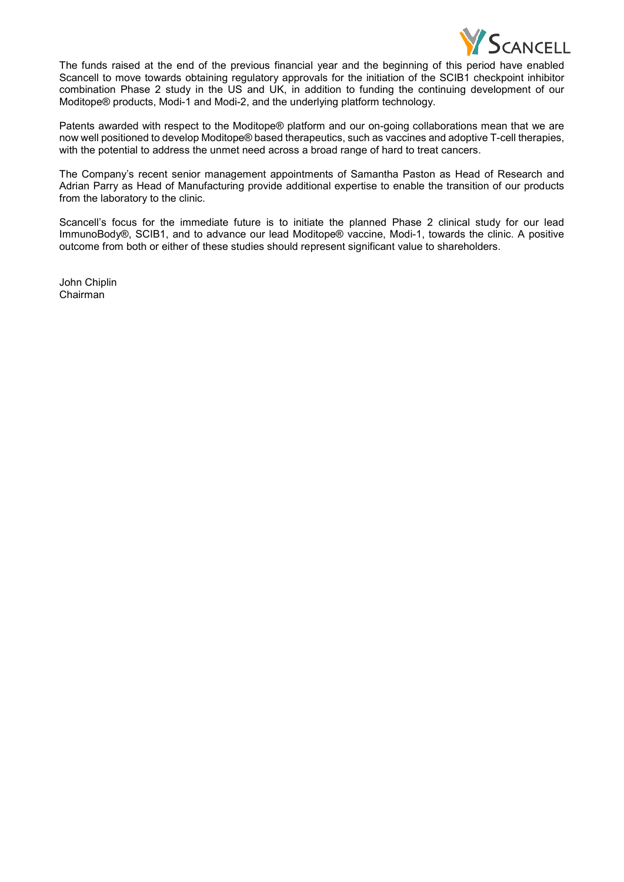The funds raised at the end of the previous financial year and the beginning of this period have enabled Scancell to move towards obtaining regulatory approvals for the initiation of the SCIB1 checkpoint inhibitor combination Phase 2 study in the US and UK, in addition to funding the continuing development of our Moditope® products, Modi-1 and Modi-2, and the underlying platform technology.

Patents awarded with respect to the Moditope® platform and our on-going collaborations mean that we are now well positioned to develop Moditope® based therapeutics, such as vaccines and adoptive T-cell therapies, with the potential to address the unmet need across a broad range of hard to treat cancers.

The Company's recent senior management appointments of Samantha Paston as Head of Research and Adrian Parry as Head of Manufacturing provide additional expertise to enable the transition of our products from the laboratory to the clinic.

Scancell's focus for the immediate future is to initiate the planned Phase 2 clinical study for our lead ImmunoBody®, SCIB1, and to advance our lead Moditope® vaccine, Modi-1, towards the clinic. A positive outcome from both or either of these studies should represent significant value to shareholders.

John Chiplin
Chairman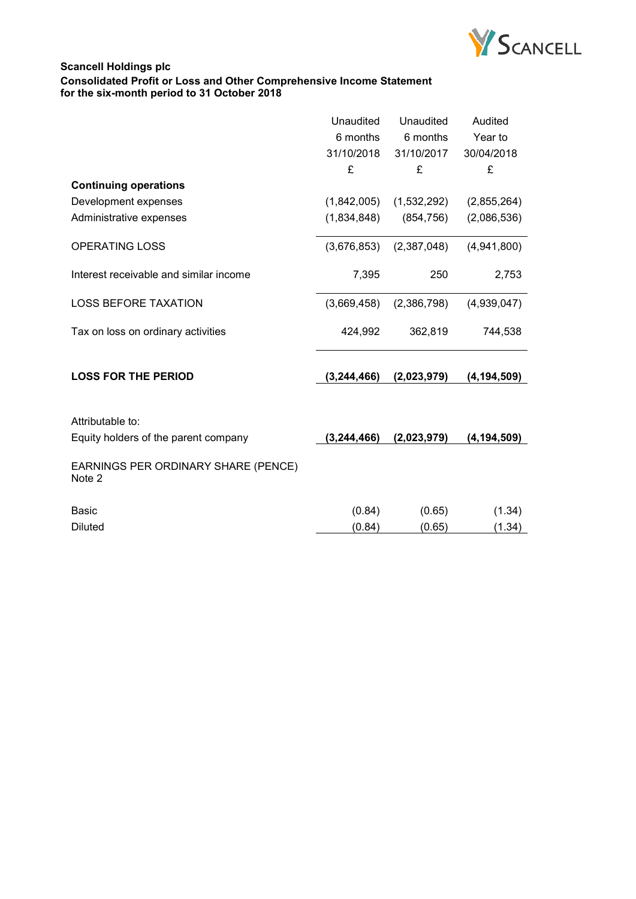**Scancell Holdings plc**
**Consolidated Profit or Loss and Other Comprehensive Income Statement**
**for the six-month period to 31 October 2018**

| | Unaudited 6 months 31/10/2018 £ | Unaudited 6 months 31/10/2017 £ | Audited Year to 30/04/2018 £ |
|---|---|---|---|
| **Continuing operations** | | | |
| Development expenses | (1,842,005) | (1,532,292) | (2,855,264) |
| Administrative expenses | (1,834,848) | (854,756) | (2,086,536) |
| OPERATING LOSS | (3,676,853) | (2,387,048) | (4,941,800) |
| Interest receivable and similar income | 7,395 | 250 | 2,753 |
| LOSS BEFORE TAXATION | (3,669,458) | (2,386,798) | (4,939,047) |
| Tax on loss on ordinary activities | 424,992 | 362,819 | 744,538 |
| **LOSS FOR THE PERIOD** | **(3,244,466)** | **(2,023,979)** | **(4,194,509)** |
| Attributable to: | | | |
| Equity holders of the parent company | **(3,244,466)** | **(2,023,979)** | **(4,194,509)** |
| EARNINGS PER ORDINARY SHARE (PENCE) Note 2 | | | |
| Basic | (0.84) | (0.65) | (1.34) |
| Diluted | (0.84) | (0.65) | (1.34) |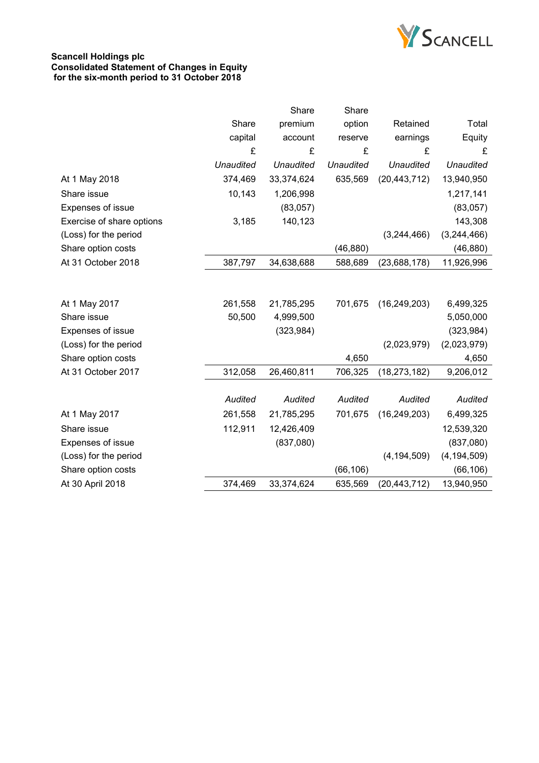**Scancell Holdings plc**
**Consolidated Statement of Changes in Equity**
**for the six-month period to 31 October 2018**

| | Share capital | Share premium account | Share option reserve | Retained earnings | Total Equity |
|---|---|---|---|---|---|
| | £ | £ | £ | £ | £ |
| | *Unaudited* | *Unaudited* | *Unaudited* | *Unaudited* | *Unaudited* |
| At 1 May 2018 | 374,469 | 33,374,624 | 635,569 | (20,443,712) | 13,940,950 |
| Share issue | 10,143 | 1,206,998 | | | 1,217,141 |
| Expenses of issue | | (83,057) | | | (83,057) |
| Exercise of share options | 3,185 | 140,123 | | | 143,308 |
| (Loss) for the period | | | | (3,244,466) | (3,244,466) |
| Share option costs | | | (46,880) | | (46,880) |
| At 31 October 2018 | 387,797 | 34,638,688 | 588,689 | (23,688,178) | 11,926,996 |
| | | | | | |
| At 1 May 2017 | 261,558 | 21,785,295 | 701,675 | (16,249,203) | 6,499,325 |
| Share issue | 50,500 | 4,999,500 | | | 5,050,000 |
| Expenses of issue | | (323,984) | | | (323,984) |
| (Loss) for the period | | | | (2,023,979) | (2,023,979) |
| Share option costs | | | 4,650 | | 4,650 |
| At 31 October 2017 | 312,058 | 26,460,811 | 706,325 | (18,273,182) | 9,206,012 |
| | | | | | |
| | *Audited* | *Audited* | *Audited* | *Audited* | *Audited* |
| At 1 May 2017 | 261,558 | 21,785,295 | 701,675 | (16,249,203) | 6,499,325 |
| Share issue | 112,911 | 12,426,409 | | | 12,539,320 |
| Expenses of issue | | (837,080) | | | (837,080) |
| (Loss) for the period | | | | (4,194,509) | (4,194,509) |
| Share option costs | | | (66,106) | | (66,106) |
| At 30 April 2018 | 374,469 | 33,374,624 | 635,569 | (20,443,712) | 13,940,950 |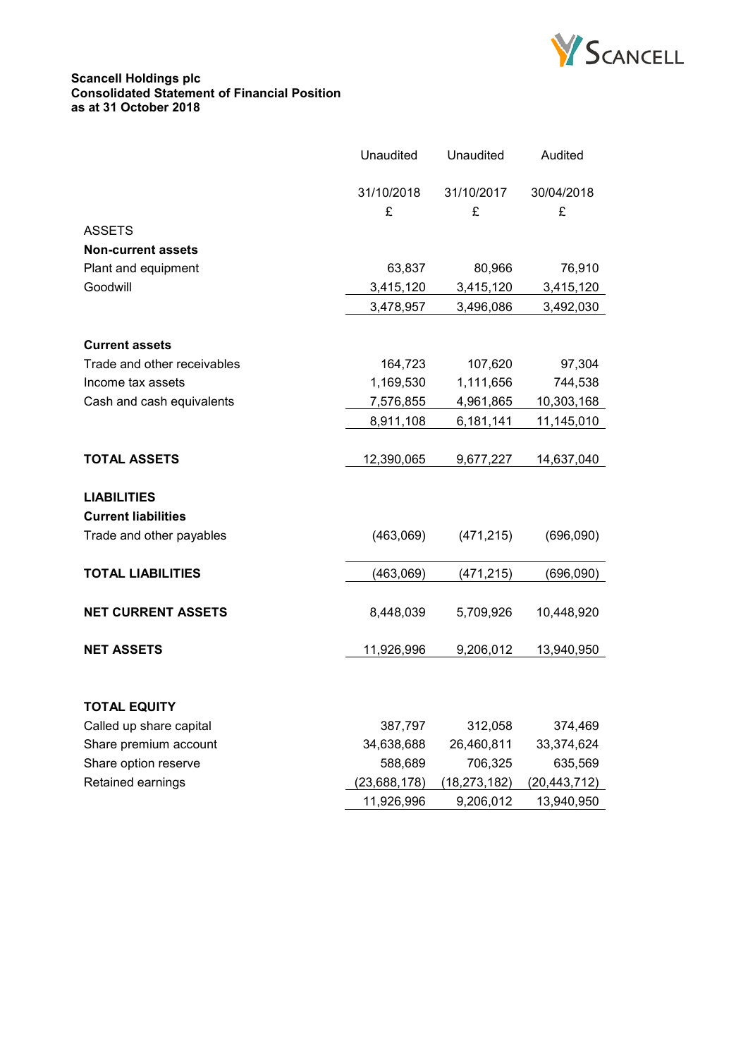**Scancell Holdings plc**
**Consolidated Statement of Financial Position**
**as at 31 October 2018**

| | Unaudited | Unaudited | Audited |
|---|---|---|---|
| | 31/10/2018 | 31/10/2017 | 30/04/2018 |
| | £ | £ | £ |
| ASSETS | | | |
| **Non-current assets** | | | |
| Plant and equipment | 63,837 | 80,966 | 76,910 |
| Goodwill | 3,415,120 | 3,415,120 | 3,415,120 |
| | 3,478,957 | 3,496,086 | 3,492,030 |
| **Current assets** | | | |
| Trade and other receivables | 164,723 | 107,620 | 97,304 |
| Income tax assets | 1,169,530 | 1,111,656 | 744,538 |
| Cash and cash equivalents | 7,576,855 | 4,961,865 | 10,303,168 |
| | 8,911,108 | 6,181,141 | 11,145,010 |
| **TOTAL ASSETS** | 12,390,065 | 9,677,227 | 14,637,040 |
| **LIABILITIES** | | | |
| **Current liabilities** | | | |
| Trade and other payables | (463,069) | (471,215) | (696,090) |
| **TOTAL LIABILITIES** | (463,069) | (471,215) | (696,090) |
| **NET CURRENT ASSETS** | 8,448,039 | 5,709,926 | 10,448,920 |
| **NET ASSETS** | 11,926,996 | 9,206,012 | 13,940,950 |
| **TOTAL EQUITY** | | | |
| Called up share capital | 387,797 | 312,058 | 374,469 |
| Share premium account | 34,638,688 | 26,460,811 | 33,374,624 |
| Share option reserve | 588,689 | 706,325 | 635,569 |
| Retained earnings | (23,688,178) | (18,273,182) | (20,443,712) |
| | 11,926,996 | 9,206,012 | 13,940,950 |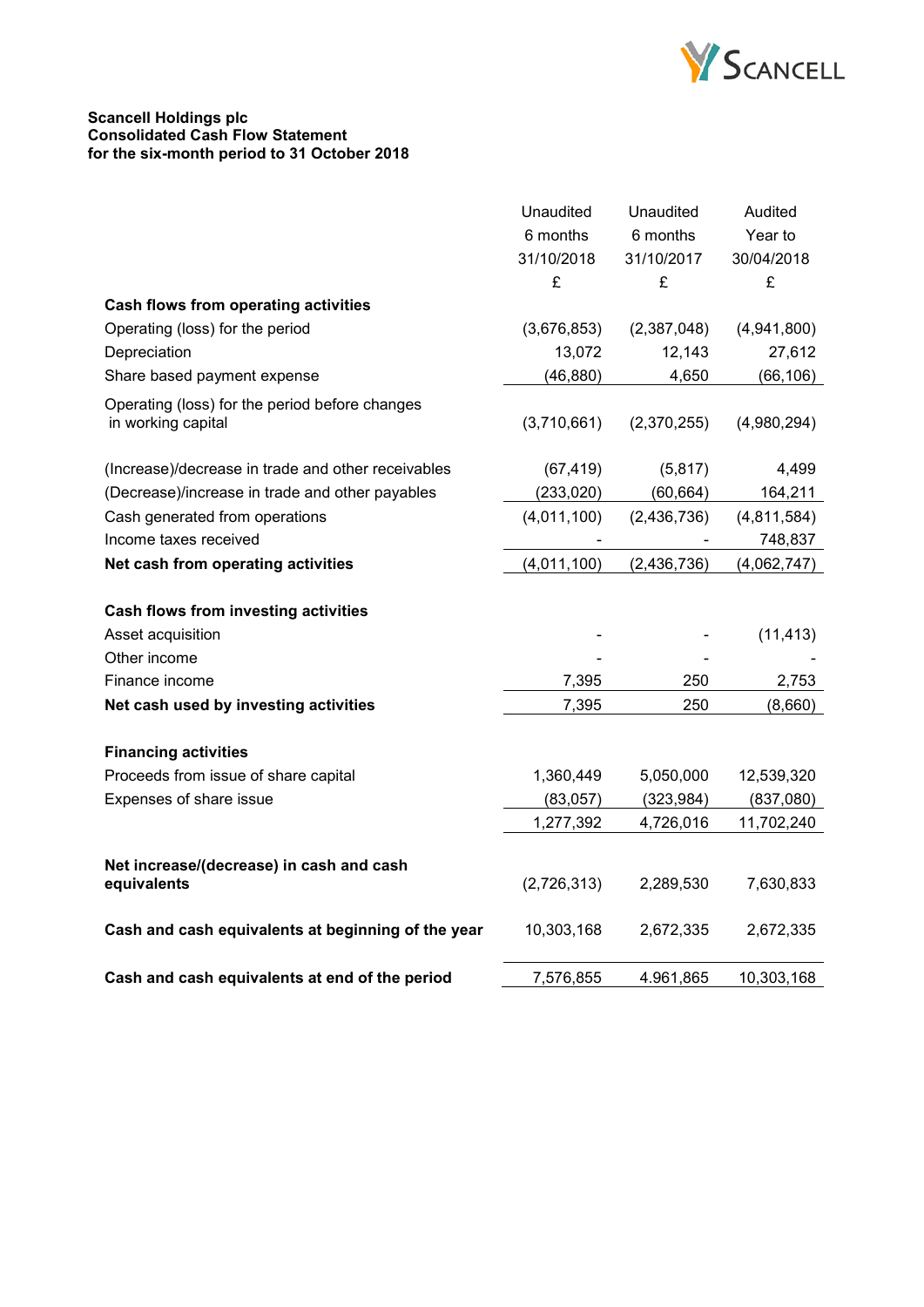**Scancell Holdings plc**
**Consolidated Cash Flow Statement**
**for the six-month period to 31 October 2018**

| | Unaudited 6 months 31/10/2018 £ | Unaudited 6 months 31/10/2017 £ | Audited Year to 30/04/2018 £ |
|---|---|---|---|
| **Cash flows from operating activities** | | | |
| Operating (loss) for the period | (3,676,853) | (2,387,048) | (4,941,800) |
| Depreciation | 13,072 | 12,143 | 27,612 |
| Share based payment expense | (46,880) | 4,650 | (66,106) |
| Operating (loss) for the period before changes in working capital | (3,710,661) | (2,370,255) | (4,980,294) |
| (Increase)/decrease in trade and other receivables | (67,419) | (5,817) | 4,499 |
| (Decrease)/increase in trade and other payables | (233,020) | (60,664) | 164,211 |
| Cash generated from operations | (4,011,100) | (2,436,736) | (4,811,584) |
| Income taxes received | - | - | 748,837 |
| **Net cash from operating activities** | (4,011,100) | (2,436,736) | (4,062,747) |
| **Cash flows from investing activities** | | | |
| Asset acquisition | - | - | (11,413) |
| Other income | - | - | - |
| Finance income | 7,395 | 250 | 2,753 |
| **Net cash used by investing activities** | 7,395 | 250 | (8,660) |
| **Financing activities** | | | |
| Proceeds from issue of share capital | 1,360,449 | 5,050,000 | 12,539,320 |
| Expenses of share issue | (83,057) | (323,984) | (837,080) |
| | 1,277,392 | 4,726,016 | 11,702,240 |
| **Net increase/(decrease) in cash and cash equivalents** | (2,726,313) | 2,289,530 | 7,630,833 |
| **Cash and cash equivalents at beginning of the year** | 10,303,168 | 2,672,335 | 2,672,335 |
| **Cash and cash equivalents at end of the period** | 7,576,855 | 4.961,865 | 10,303,168 |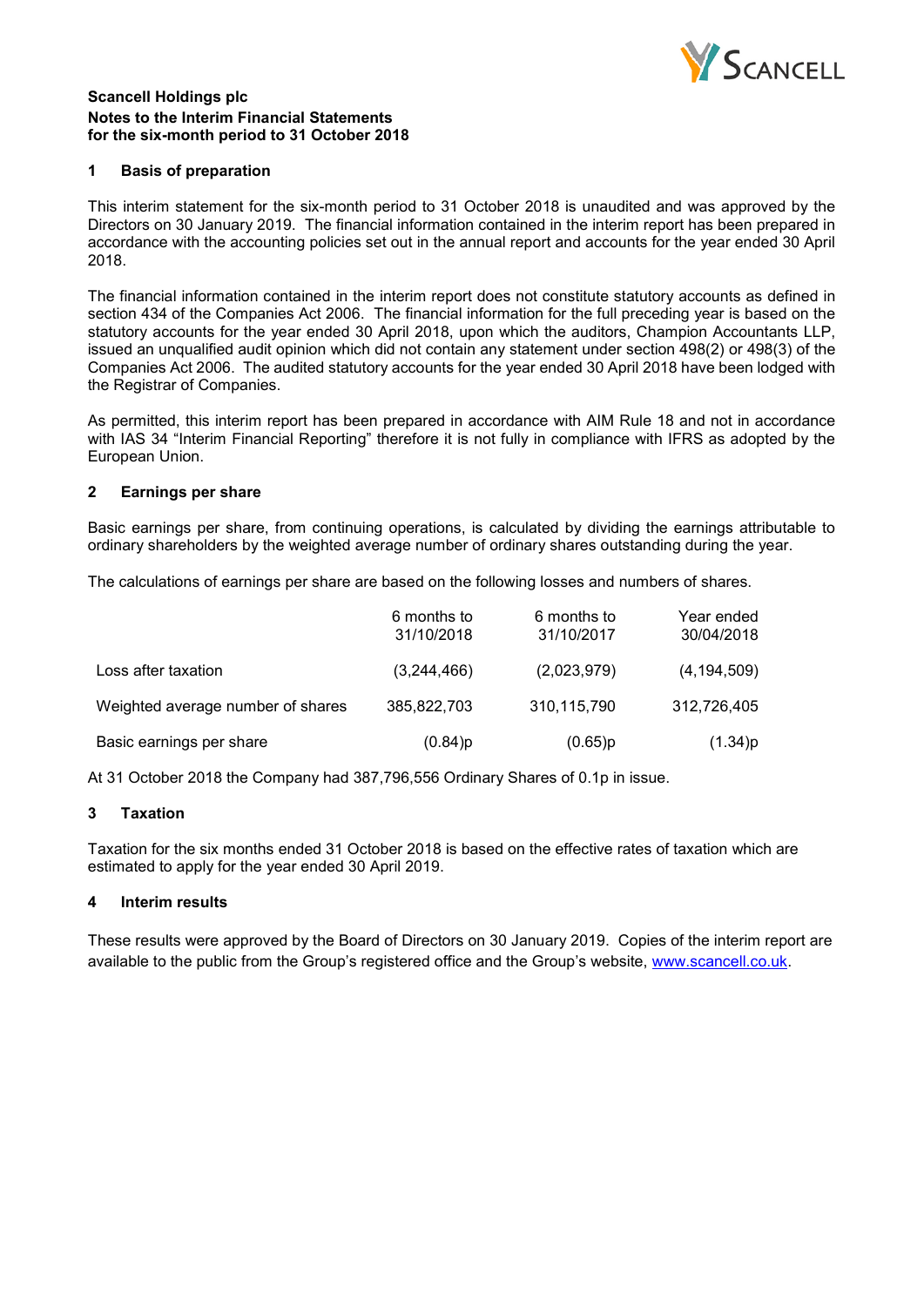**Scancell Holdings plc**
**Notes to the Interim Financial Statements**
**for the six-month period to 31 October 2018**

## 1 Basis of preparation

This interim statement for the six-month period to 31 October 2018 is unaudited and was approved by the Directors on 30 January 2019. The financial information contained in the interim report has been prepared in accordance with the accounting policies set out in the annual report and accounts for the year ended 30 April 2018.

The financial information contained in the interim report does not constitute statutory accounts as defined in section 434 of the Companies Act 2006. The financial information for the full preceding year is based on the statutory accounts for the year ended 30 April 2018, upon which the auditors, Champion Accountants LLP, issued an unqualified audit opinion which did not contain any statement under section 498(2) or 498(3) of the Companies Act 2006. The audited statutory accounts for the year ended 30 April 2018 have been lodged with the Registrar of Companies.

As permitted, this interim report has been prepared in accordance with AIM Rule 18 and not in accordance with IAS 34 "Interim Financial Reporting" therefore it is not fully in compliance with IFRS as adopted by the European Union.

## 2 Earnings per share

Basic earnings per share, from continuing operations, is calculated by dividing the earnings attributable to ordinary shareholders by the weighted average number of ordinary shares outstanding during the year.

The calculations of earnings per share are based on the following losses and numbers of shares.

| | 6 months to 31/10/2018 | 6 months to 31/10/2017 | Year ended 30/04/2018 |
|---|---|---|---|
| Loss after taxation | (3,244,466) | (2,023,979) | (4,194,509) |
| Weighted average number of shares | 385,822,703 | 310,115,790 | 312,726,405 |
| Basic earnings per share | (0.84)p | (0.65)p | (1.34)p |

At 31 October 2018 the Company had 387,796,556 Ordinary Shares of 0.1p in issue.

## 3 Taxation

Taxation for the six months ended 31 October 2018 is based on the effective rates of taxation which are estimated to apply for the year ended 30 April 2019.

## 4 Interim results

These results were approved by the Board of Directors on 30 January 2019. Copies of the interim report are available to the public from the Group's registered office and the Group's website, [www.scancell.co.uk](http://www.scancell.co.uk).